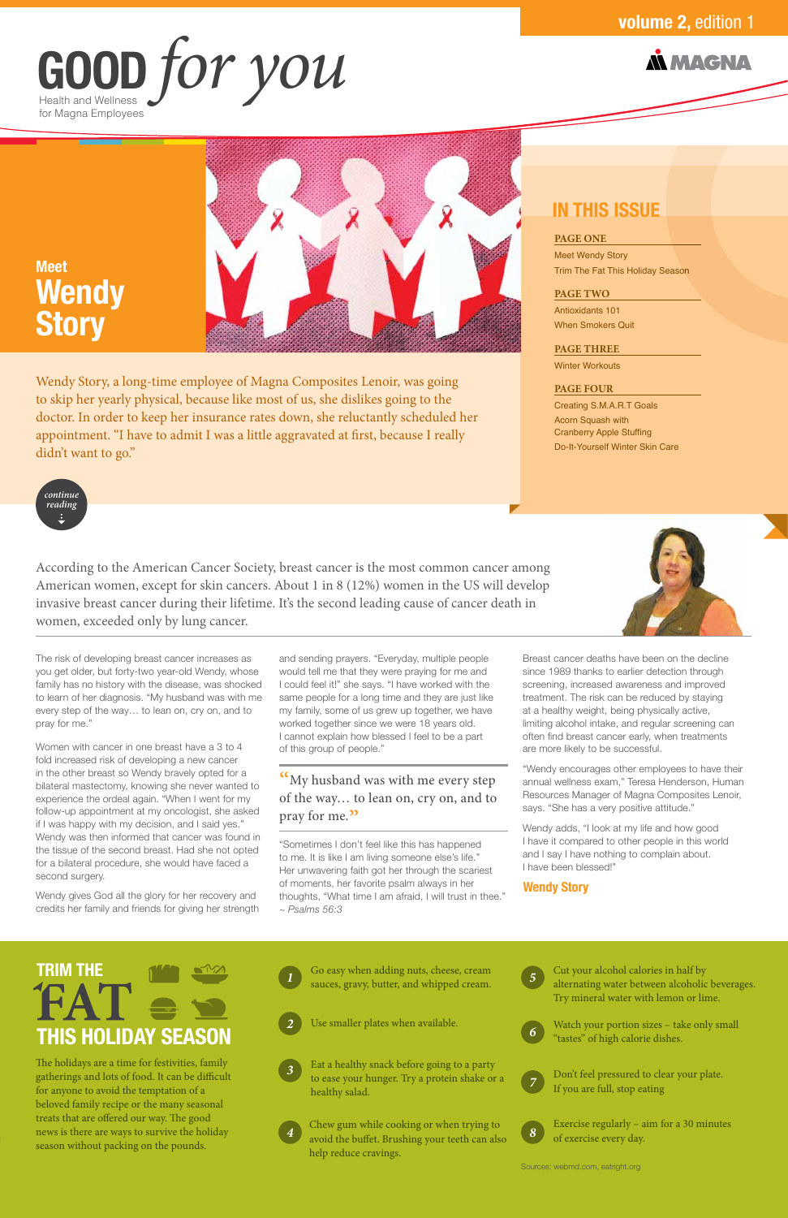# GOOD *for you*

Health and Wellness for Magna Employees

volume 2, edition 1

MAGNA

## IN THIS ISSUE

**PAGE ONE**
Meet Wendy Story
Trim The Fat This Holiday Season

**PAGE TWO**
Antioxidants 101
When Smokers Quit

**PAGE THREE**
Winter Workouts

**PAGE FOUR**
Creating S.M.A.R.T Goals
Acorn Squash with Cranberry Apple Stuffing
Do-It-Yourself Winter Skin Care

## Meet Wendy Story

Wendy Story, a long-time employee of Magna Composites Lenoir, was going to skip her yearly physical, because like most of us, she dislikes going to the doctor. In order to keep her insurance rates down, she reluctantly scheduled her appointment. "I have to admit I was a little aggravated at first, because I really didn't want to go."

*continue reading*

According to the American Cancer Society, breast cancer is the most common cancer among American women, except for skin cancers. About 1 in 8 (12%) women in the US will develop invasive breast cancer during their lifetime. It's the second leading cause of cancer death in women, exceeded only by lung cancer.

The risk of developing breast cancer increases as you get older, but forty-two year-old Wendy, whose family has no history with the disease, was shocked to learn of her diagnosis. "My husband was with me every step of the way… to lean on, cry on, and to pray for me."

Women with cancer in one breast have a 3 to 4 fold increased risk of developing a new cancer in the other breast so Wendy bravely opted for a bilateral mastectomy, knowing she never wanted to experience the ordeal again. "When I went for my follow-up appointment at my oncologist, she asked if I was happy with my decision, and I said yes." Wendy was then informed that cancer was found in the tissue of the second breast. Had she not opted for a bilateral procedure, she would have faced a second surgery.

Wendy gives God all the glory for her recovery and credits her family and friends for giving her strength and sending prayers. "Everyday, multiple people would tell me that they were praying for me and I could feel it!" she says. "I have worked with the same people for a long time and they are just like my family, some of us grew up together, we have worked together since we were 18 years old. I cannot explain how blessed I feel to be a part of this group of people."

> "My husband was with me every step of the way… to lean on, cry on, and to pray for me."

"Sometimes I don't feel like this has happened to me. It is like I am living someone else's life." Her unwavering faith got her through the scariest of moments, her favorite psalm always in her thoughts, "What time I am afraid, I will trust in thee." ~ *Psalms 56:3*

Breast cancer deaths have been on the decline since 1989 thanks to earlier detection through screening, increased awareness and improved treatment. The risk can be reduced by staying at a healthy weight, being physically active, limiting alcohol intake, and regular screening can often find breast cancer early, when treatments are more likely to be successful.

"Wendy encourages other employees to have their annual wellness exam," Teresa Henderson, Human Resources Manager of Magna Composites Lenoir, says. "She has a very positive attitude."

Wendy adds, "I look at my life and how good I have it compared to other people in this world and I say I have nothing to complain about. I have been blessed!"

**Wendy Story**

## TRIM THE FAT THIS HOLIDAY SEASON

The holidays are a time for festivities, family gatherings and lots of food. It can be difficult for anyone to avoid the temptation of a beloved family recipe or the many seasonal treats that are offered our way. The good news is there are ways to survive the holiday season without packing on the pounds.

1. Go easy when adding nuts, cheese, cream sauces, gravy, butter, and whipped cream.
2. Use smaller plates when available.
3. Eat a healthy snack before going to a party to ease your hunger. Try a protein shake or a healthy salad.
4. Chew gum while cooking or when trying to avoid the buffet. Brushing your teeth can also help reduce cravings.
5. Cut your alcohol calories in half by alternating water between alcoholic beverages. Try mineral water with lemon or lime.
6. Watch your portion sizes – take only small "tastes" of high calorie dishes.
7. Don't feel pressured to clear your plate. If you are full, stop eating
8. Exercise regularly – aim for a 30 minutes of exercise every day.

Sources: webmd.com, eatright.org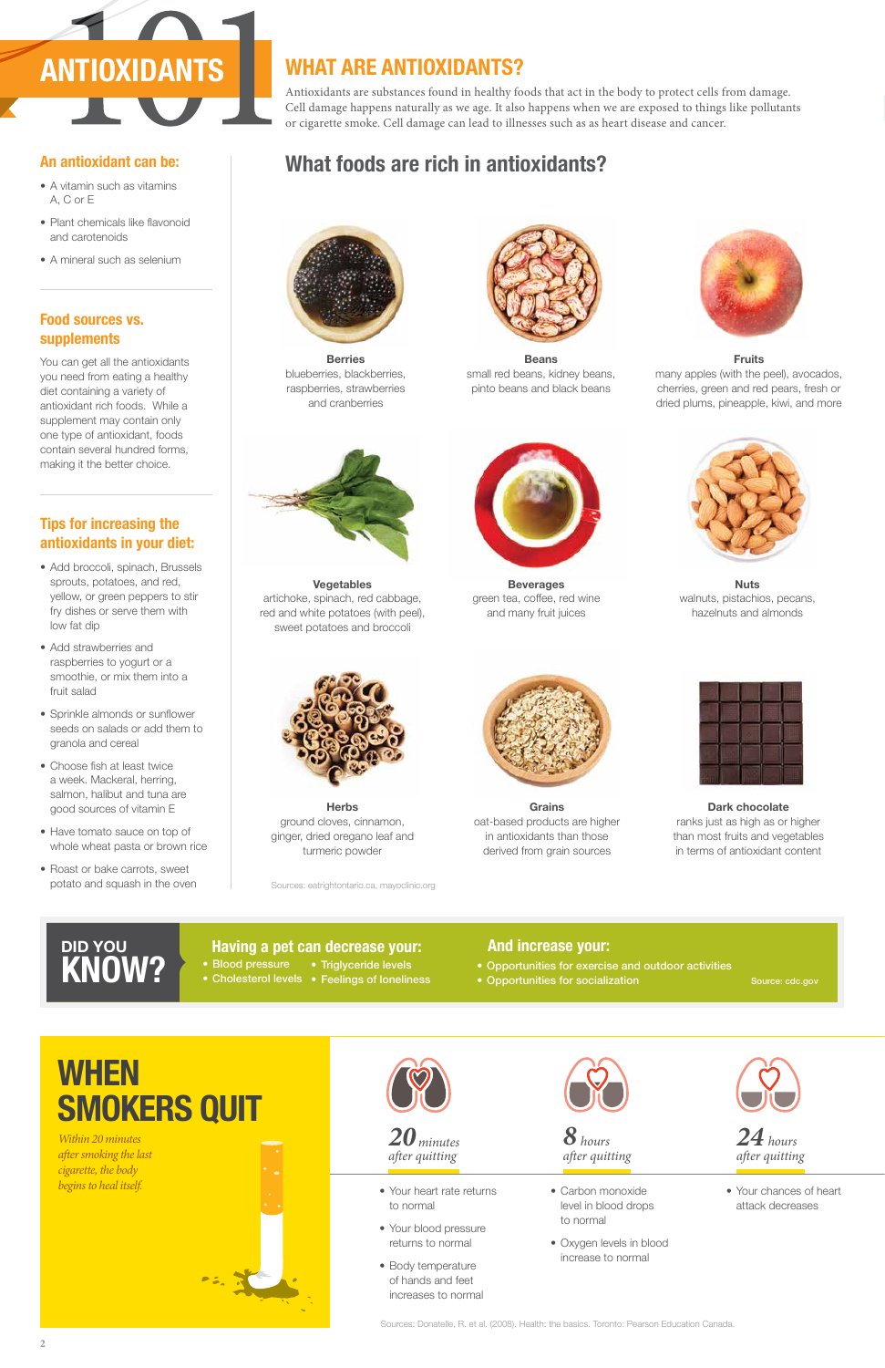# ANTIOXIDANTS 101

## WHAT ARE ANTIOXIDANTS?

Antioxidants are substances found in healthy foods that act in the body to protect cells from damage. Cell damage happens naturally as we age. It also happens when we are exposed to things like pollutants or cigarette smoke. Cell damage can lead to illnesses such as as heart disease and cancer.

### An antioxidant can be:

- A vitamin such as vitamins A, C or E
- Plant chemicals like flavonoid and carotenoids
- A mineral such as selenium

### Food sources vs. supplements

You can get all the antioxidants you need from eating a healthy diet containing a variety of antioxidant rich foods. While a supplement may contain only one type of antioxidant, foods contain several hundred forms, making it the better choice.

### Tips for increasing the antioxidants in your diet:

- Add broccoli, spinach, Brussels sprouts, potatoes, and red, yellow, or green peppers to stir fry dishes or serve them with low fat dip
- Add strawberries and raspberries to yogurt or a smoothie, or mix them into a fruit salad
- Sprinkle almonds or sunflower seeds on salads or add them to granola and cereal
- Choose fish at least twice a week. Mackeral, herring, salmon, halibut and tuna are good sources of vitamin E
- Have tomato sauce on top of whole wheat pasta or brown rice
- Roast or bake carrots, sweet potato and squash in the oven

## What foods are rich in antioxidants?

**Berries**
blueberries, blackberries, raspberries, strawberries and cranberries

**Beans**
small red beans, kidney beans, pinto beans and black beans

**Fruits**
many apples (with the peel), avocados, cherries, green and red pears, fresh or dried plums, pineapple, kiwi, and more

**Vegetables**
artichoke, spinach, red cabbage, red and white potatoes (with peel), sweet potatoes and broccoli

**Beverages**
green tea, coffee, red wine and many fruit juices

**Nuts**
walnuts, pistachios, pecans, hazelnuts and almonds

**Herbs**
ground cloves, cinnamon, ginger, dried oregano leaf and turmeric powder

**Grains**
oat-based products are higher in antioxidants than those derived from grain sources

**Dark chocolate**
ranks just as high as or higher than most fruits and vegetables in terms of antioxidant content

Sources: eatrightontario.ca, mayoclinic.org

## DID YOU KNOW?

**Having a pet can decrease your:**

- Blood pressure
- Triglyceride levels
- Cholesterol levels
- Feelings of loneliness

**And increase your:**

- Opportunities for exercise and outdoor activities
- Opportunities for socialization

Source: cdc.gov

## WHEN SMOKERS QUIT

*Within 20 minutes after smoking the last cigarette, the body begins to heal itself.*

***20** minutes after quitting*

- Your heart rate returns to normal
- Your blood pressure returns to normal
- Body temperature of hands and feet increases to normal

***8** hours after quitting*

- Carbon monoxide level in blood drops to normal
- Oxygen levels in blood increase to normal

***24** hours after quitting*

- Your chances of heart attack decreases

Sources: Donatelle, R. et al. (2008). Health: the basics. Toronto: Pearson Education Canada.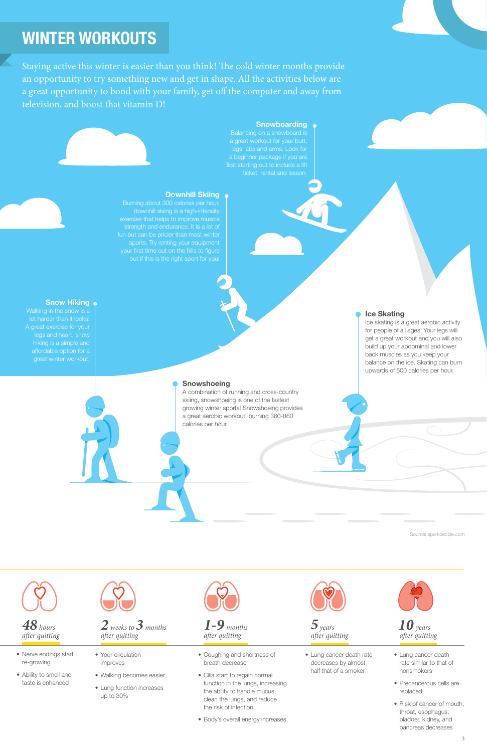# WINTER WORKOUTS

Staying active this winter is easier than you think! The cold winter months provide an opportunity to try something new and get in shape. All the activities below are a great opportunity to bond with your family, get off the computer and away from television, and boost that vitamin D!

**Snowboarding**
Balancing on a snowboard is a great workout for your butt, legs, abs and arms. Look for a beginner package if you are first starting out to include a lift ticket, rental and lesson.

**Downhill Skiing**
Burning about 300 calories per hour, downhill skiing is a high-intensity exercise that helps to improve muscle strength and endurance. It is a lot of fun but can be pricier than most winter sports. Try renting your equipment your first time out on the hills to figure out if this is the right sport for you!

**Snow Hiking**
Walking in the snow is a lot harder than it looks! A great exercise for your legs and heart, snow hiking is a simple and affordable option for a great winter workout.

**Ice Skating**
Ice skating is a great aerobic activity for people of all ages. Your legs will get a great workout and you will also build up your abdominal and lower back muscles as you keep your balance on the ice. Skating can burn upwards of 500 calories per hour.

**Snowshoeing**
A combination of running and cross-country skiing, snowshoeing is one of the fastest growing winter sports! Snowshoeing provides a great aerobic workout, burning 360-860 calories per hour.

Source: sparkpeople.com

---

***48** hours after quitting*

- Nerve endings start re-growing
- Ability to smell and taste is enhanced

***2** weeks to **3** months after quitting*

- Your circulation improves
- Walking becomes easier
- Lung function increases up to 30%

***1-9** months after quitting*

- Coughing and shortness of breath decrease
- Cilia start to regain normal function in the lungs, increasing the ability to handle mucus, clean the lungs, and reduce the risk of infection
- Body's overall energy increases

***5** years after quitting*

- Lung cancer death rate decreases by almost half that of a smoker

***10** years after quitting*

- Lung cancer death rate similar to that of nonsmokers
- Precancerous cells are replaced
- Risk of cancer of mouth, throat, esophagus, bladder, kidney, and pancreas decreases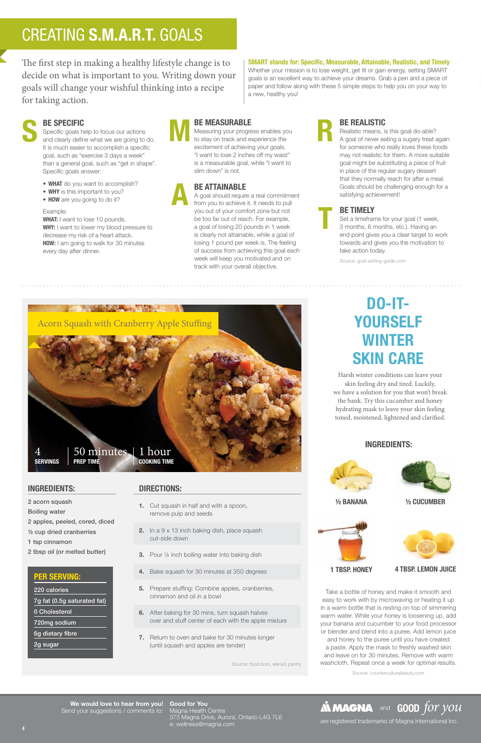# CREATING **S.M.A.R.T.** GOALS

The first step in making a healthy lifestyle change is to decide on what is important to you. Writing down your goals will change your wishful thinking into a recipe for taking action.

**SMART stands for: Specific, Measurable, Attainable, Realistic, and Timely**
Whether your mission is to lose weight, get fit or gain energy, setting SMART goals is an excellent way to achieve your dreams. Grab a pen and a piece of paper and follow along with these 5 simple steps to help you on your way to a new, healthy you!

## S — BE SPECIFIC

Specific goals help to focus our actions and clearly define what we are going to do. It is much easier to accomplish a specific goal, such as "exercise 3 days a week" than a general goal, such as "get in shape". Specific goals answer:

- **WHAT** do you want to accomplish?
- **WHY** is this important to you?
- **HOW** are you going to do it?

Example:
**WHAT:** I want to lose 10 pounds.
**WHY:** I want to lower my blood pressure to decrease my risk of a heart attack.
**HOW:** I am going to walk for 30 minutes every day after dinner.

## M — BE MEASURABLE

Measuring your progress enables you to stay on track and experience the excitement of achieving your goals. "I want to lose 2 inches off my waist" is a measurable goal, while "I want to slim down" is not.

## A — BE ATTAINABLE

A goal should require a real commitment from you to achieve it. It needs to pull you out of your comfort zone but not be too far out of reach. For example, a goal of losing 20 pounds in 1 week is clearly not attainable, while a goal of losing 1 pound per week is. The feeling of success from achieving this goal each week will keep you motivated and on track with your overall objective.

## R — BE REALISTIC

Realistic means, is this goal do-able? A goal of never eating a sugary treat again for someone who really loves these foods may not realistic for them. A more suitable goal might be substituting a piece of fruit in place of the regular sugary dessert that they normally reach for after a meal. Goals should be challenging enough for a satisfying achievement!

## T — BE TIMELY

Set a timeframe for your goal (1 week, 3 months, 6 months, etc.). Having an end point gives you a clear target to work towards and gives you the motivation to take action today.

Source: goal-setting-guide.com

## Acorn Squash with Cranberry Apple Stuffing

4 SERVINGS | 50 minutes PREP TIME | 1 hour COOKING TIME

### INGREDIENTS:

2 acorn squash
Boiling water
2 apples, peeled, cored, diced
½ cup dried cranberries
1 tsp cinnamon
2 tbsp oil (or melted butter)

### PER SERVING:

220 calories
7g fat (0.5g saturated fat)
0 Cholesterol
720mg sodium
6g dietary fibre
2g sugar

### DIRECTIONS:

1. Cut squash in half and with a spoon, remove pulp and seeds
2. In a 9 x 13 inch baking dish, place squash cut-side down
3. Pour ¼ inch boiling water into baking dish
4. Bake squash for 30 minutes at 350 degrees
5. Prepare stuffing: Combine apples, cranberries, cinnamon and oil in a bowl
6. After baking for 30 mins, turn squash halves over and stuff center of each with the apple mixture
7. Return to oven and bake for 30 minutes longer (until squash and apples are tender)

Source: food.com, elena's pantry

## DO-IT-YOURSELF WINTER SKIN CARE

Harsh winter conditions can leave your skin feeling dry and tired. Luckily, we have a solution for you that won't break the bank. Try this cucumber and honey hydrating mask to leave your skin feeling toned, moistened, lightened and clarified.

### INGREDIENTS:

½ BANANA
½ CUCUMBER
1 TBSP. HONEY
4 TBSP. LEMON JUICE

Take a bottle of honey and make it smooth and easy to work with by microwaving or heating it up in a warm bottle that is resting on top of simmering warm water. While your honey is loosening up, add your banana and cucumber to your food processor or blender and blend into a puree. Add lemon juice and honey to the puree until you have created a paste. Apply the mask to freshly washed skin and leave on for 30 minutes. Remove with warm washcloth. Repeat once a week for optimal results.

Source: counterculturebeauty.com

**We would love to hear from you!**
Send your suggestions / comments to:

**Good for You**
Magna Health Centre
375 Magna Drive, Aurora, Ontario L4G 7L6
e: wellness@magna.com

MAGNA and GOOD *for you* are registered trademarks of Magna International Inc.